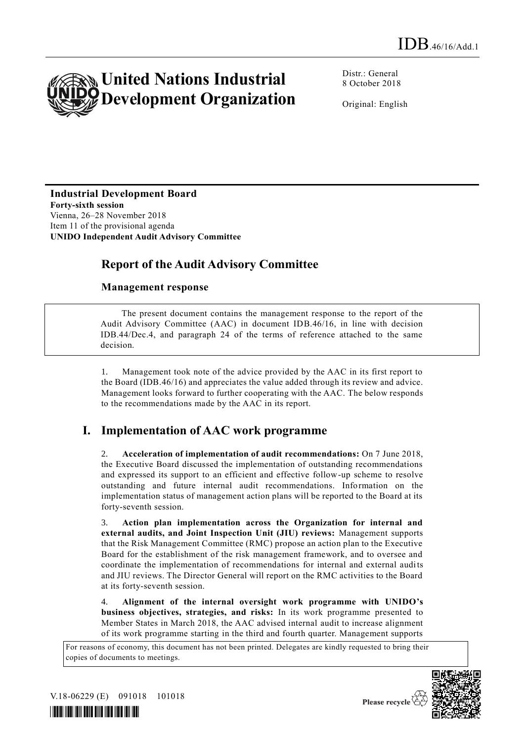IDB.46/16/Add.1

# United Nations Industrial Development Organization

Distr.: General
8 October 2018

Original: English

**Industrial Development Board**
**Forty-sixth session**
Vienna, 26–28 November 2018
Item 11 of the provisional agenda
**UNIDO Independent Audit Advisory Committee**

## Report of the Audit Advisory Committee

### Management response

> The present document contains the management response to the report of the Audit Advisory Committee (AAC) in document IDB.46/16, in line with decision IDB.44/Dec.4, and paragraph 24 of the terms of reference attached to the same decision.

1. Management took note of the advice provided by the AAC in its first report to the Board (IDB.46/16) and appreciates the value added through its review and advice. Management looks forward to further cooperating with the AAC. The below responds to the recommendations made by the AAC in its report.

## I. Implementation of AAC work programme

2. **Acceleration of implementation of audit recommendations:** On 7 June 2018, the Executive Board discussed the implementation of outstanding recommendations and expressed its support to an efficient and effective follow-up scheme to resolve outstanding and future internal audit recommendations. Information on the implementation status of management action plans will be reported to the Board at its forty-seventh session.

3. **Action plan implementation across the Organization for internal and external audits, and Joint Inspection Unit (JIU) reviews:** Management supports that the Risk Management Committee (RMC) propose an action plan to the Executive Board for the establishment of the risk management framework, and to oversee and coordinate the implementation of recommendations for internal and external audits and JIU reviews. The Director General will report on the RMC activities to the Board at its forty-seventh session.

4. **Alignment of the internal oversight work programme with UNIDO's business objectives, strategies, and risks:** In its work programme presented to Member States in March 2018, the AAC advised internal audit to increase alignment of its work programme starting in the third and fourth quarter. Management supports

For reasons of economy, this document has not been printed. Delegates are kindly requested to bring their copies of documents to meetings.

V.18-06229 (E) 091018 101018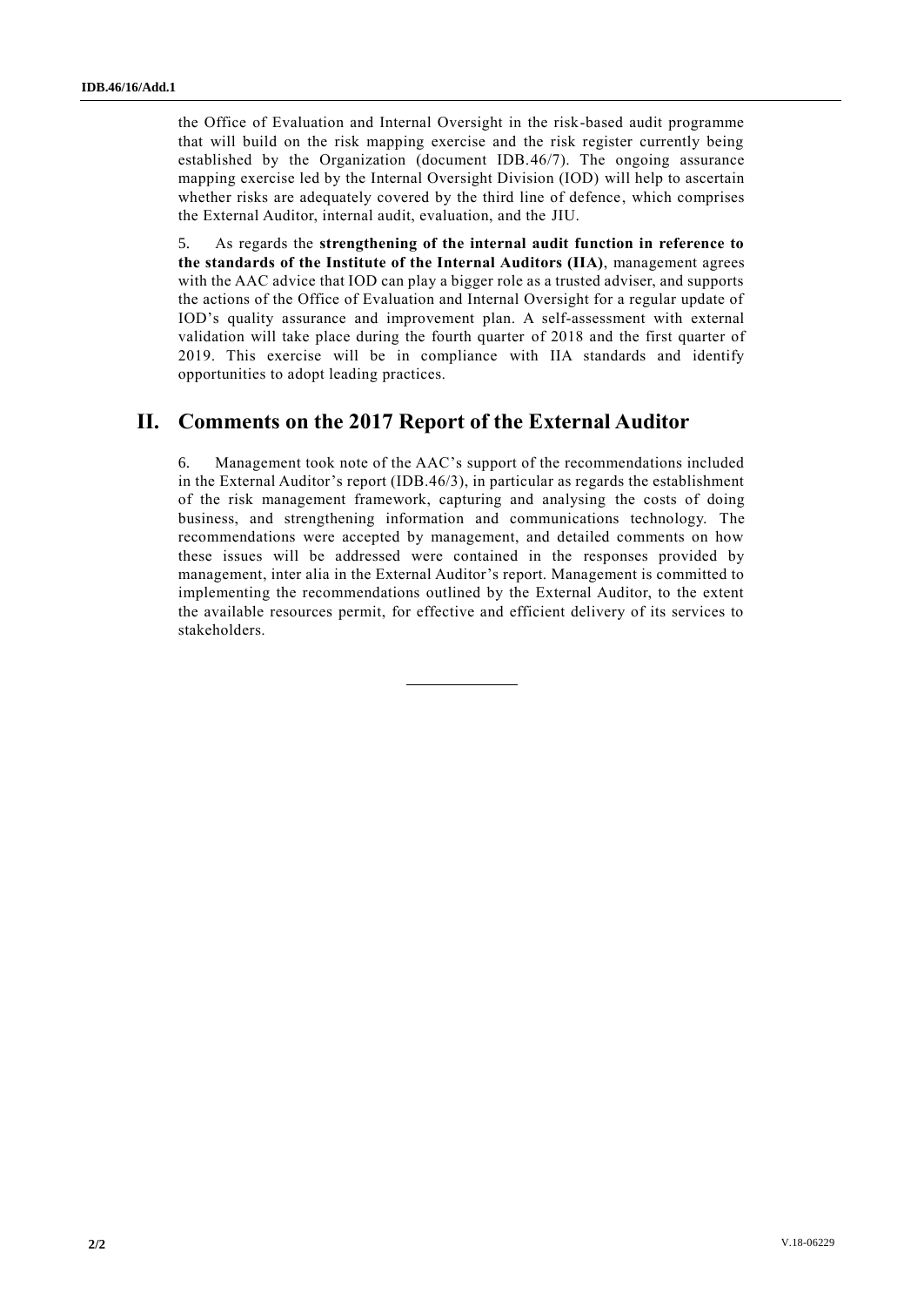the Office of Evaluation and Internal Oversight in the risk-based audit programme that will build on the risk mapping exercise and the risk register currently being established by the Organization (document IDB.46/7). The ongoing assurance mapping exercise led by the Internal Oversight Division (IOD) will help to ascertain whether risks are adequately covered by the third line of defence, which comprises the External Auditor, internal audit, evaluation, and the JIU.

5. As regards the **strengthening of the internal audit function in reference to the standards of the Institute of the Internal Auditors (IIA)**, management agrees with the AAC advice that IOD can play a bigger role as a trusted adviser, and supports the actions of the Office of Evaluation and Internal Oversight for a regular update of IOD's quality assurance and improvement plan. A self-assessment with external validation will take place during the fourth quarter of 2018 and the first quarter of 2019. This exercise will be in compliance with IIA standards and identify opportunities to adopt leading practices.

## II. Comments on the 2017 Report of the External Auditor

6. Management took note of the AAC's support of the recommendations included in the External Auditor's report (IDB.46/3), in particular as regards the establishment of the risk management framework, capturing and analysing the costs of doing business, and strengthening information and communications technology. The recommendations were accepted by management, and detailed comments on how these issues will be addressed were contained in the responses provided by management, inter alia in the External Auditor's report. Management is committed to implementing the recommendations outlined by the External Auditor, to the extent the available resources permit, for effective and efficient delivery of its services to stakeholders.